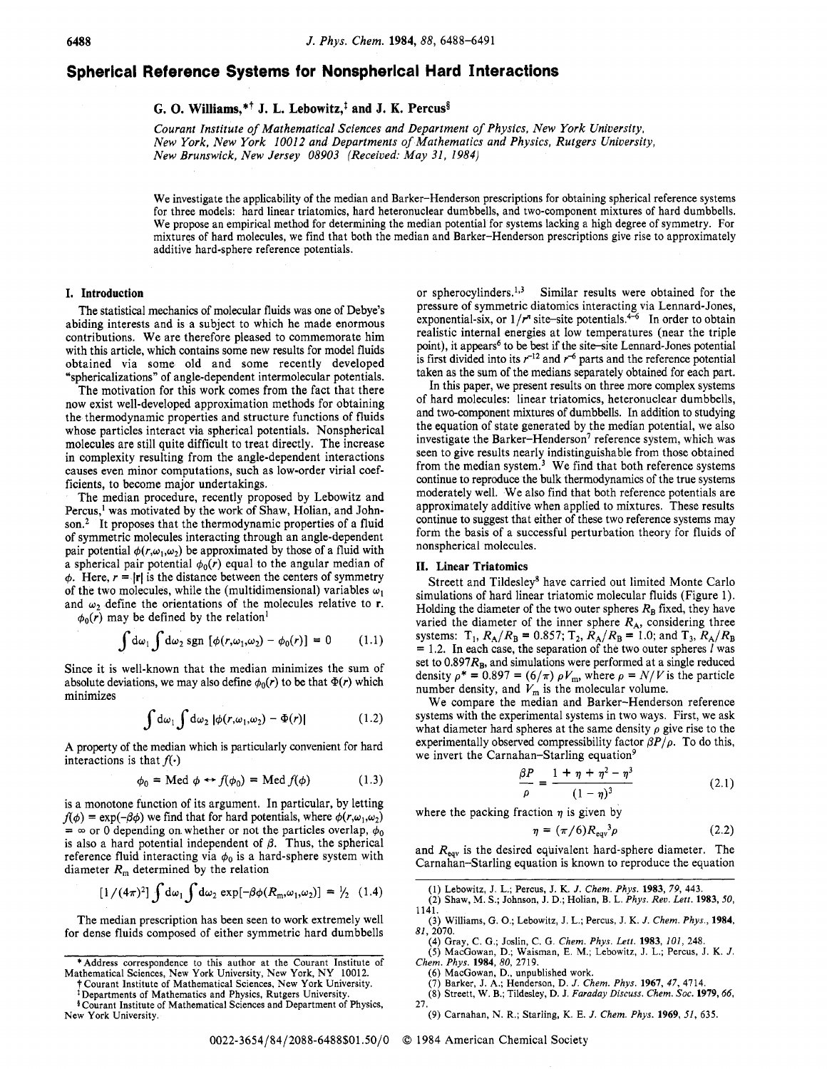# Spherical Reference Systems for Nonspherical Hard Interactions

**G. O. Williams,\*† J. L. Lebowitz,‡ and J. K. Percus§**

*Courant Institute of Mathematical Sciences and Department of Physics, New York University, New York, New York 10012 and Departments of Mathematics and Physics, Rutgers University, New Brunswick, New Jersey 08903 (Received: May 31, 1984)*

We investigate the applicability of the median and Barker–Henderson prescriptions for obtaining spherical reference systems for three models: hard linear triatomics, hard heteronuclear dumbbells, and two-component mixtures of hard dumbbells. We propose an empirical method for determining the median potential for systems lacking a high degree of symmetry. For mixtures of hard molecules, we find that both the median and Barker–Henderson prescriptions give rise to approximately additive hard-sphere reference potentials.

## I. Introduction

The statistical mechanics of molecular fluids was one of Debye's abiding interests and is a subject to which he made enormous contributions. We are therefore pleased to commemorate him with this article, which contains some new results for model fluids obtained via some old and some recently developed "sphericalizations" of angle-dependent intermolecular potentials.

The motivation for this work comes from the fact that there now exist well-developed approximation methods for obtaining the thermodynamic properties and structure functions of fluids whose particles interact via spherical potentials. Nonspherical molecules are still quite difficult to treat directly. The increase in complexity resulting from the angle-dependent interactions causes even minor computations, such as low-order virial coefficients, to become major undertakings.

The median procedure, recently proposed by Lebowitz and Percus,[1] was motivated by the work of Shaw, Holian, and Johnson.[2] It proposes that the thermodynamic properties of a fluid of symmetric molecules interacting through an angle-dependent pair potential $\phi(r,\omega_1,\omega_2)$ be approximated by those of a fluid with a spherical pair potential $\phi_0(r)$ equal to the angular median of $\phi$. Here, $r = |\mathbf{r}|$ is the distance between the centers of symmetry of the two molecules, while the (multidimensional) variables $\omega_1$ and $\omega_2$ define the orientations of the molecules relative to $\mathbf{r}$. $\phi_0(r)$ may be defined by the relation[1]

$$\int d\omega_1 \int d\omega_2 \, \mathrm{sgn}\, [\phi(r,\omega_1,\omega_2) - \phi_0(r)] = 0 \qquad (1.1)$$

Since it is well-known that the median minimizes the sum of absolute deviations, we may also define $\phi_0(r)$ to be that $\Phi(r)$ which minimizes

$$\int d\omega_1 \int d\omega_2 \, |\phi(r,\omega_1,\omega_2) - \Phi(r)| \qquad (1.2)$$

A property of the median which is particularly convenient for hard interactions is that $f(\cdot)$

$$\phi_0 = \mathrm{Med}\, \phi \leftrightarrow f(\phi_0) = \mathrm{Med}\, f(\phi) \qquad (1.3)$$

is a monotone function of its argument. In particular, by letting $f(\phi) = \exp(-\beta\phi)$ we find that for hard potentials, where $\phi(r,\omega_1,\omega_2) = \infty$ or 0 depending on whether or not the particles overlap, $\phi_0$ is also a hard potential independent of $\beta$. Thus, the spherical reference fluid interacting via $\phi_0$ is a hard-sphere system with diameter $R_m$ determined by the relation

$$[1/(4\pi)^2] \int d\omega_1 \int d\omega_2 \exp[-\beta\phi(R_m,\omega_1,\omega_2)] = \tfrac{1}{2} \qquad (1.4)$$

The median prescription has been seen to work extremely well for dense fluids composed of either symmetric hard dumbbells or spherocylinders.[1,3] Similar results were obtained for the pressure of symmetric diatomics interacting via Lennard-Jones, exponential-six, or $1/r^n$ site–site potentials.[4-6] In order to obtain realistic internal energies at low temperatures (near the triple point), it appears[6] to be best if the site–site Lennard-Jones potential is first divided into its $r^{-12}$ and $r^{-6}$ parts and the reference potential taken as the sum of the medians separately obtained for each part.

In this paper, we present results on three more complex systems of hard molecules: linear triatomics, heteronuclear dumbbells, and two-component mixtures of dumbbells. In addition to studying the equation of state generated by the median potential, we also investigate the Barker–Henderson[7] reference system, which was seen to give results nearly indistinguishable from those obtained from the median system.[3] We find that both reference systems continue to reproduce the bulk thermodynamics of the true systems moderately well. We also find that both reference potentials are approximately additive when applied to mixtures. These results continue to suggest that either of these two reference systems may form the basis of a successful perturbation theory for fluids of nonspherical molecules.

## II. Linear Triatomics

Streett and Tildesley[8] have carried out limited Monte Carlo simulations of hard linear triatomic molecular fluids (Figure 1). Holding the diameter of the two outer spheres $R_B$ fixed, they have varied the diameter of the inner sphere $R_A$, considering three systems: $T_1$, $R_A/R_B = 0.857$; $T_2$, $R_A/R_B = 1.0$; and $T_3$, $R_A/R_B = 1.2$. In each case, the separation of the two outer spheres $l$ was set to $0.897R_B$, and simulations were performed at a single reduced density $\rho^* = 0.897 = (6/\pi)\rho V_m$, where $\rho = N/V$ is the particle number density, and $V_m$ is the molecular volume.

We compare the median and Barker–Henderson reference systems with the experimental systems in two ways. First, we ask what diameter hard spheres at the same density $\rho$ give rise to the experimentally observed compressibility factor $\beta P/\rho$. To do this, we invert the Carnahan–Starling equation[9]

$$\frac{\beta P}{\rho} = \frac{1 + \eta + \eta^2 - \eta^3}{(1 - \eta)^3} \qquad (2.1)$$

where the packing fraction $\eta$ is given by

$$\eta = (\pi/6) R_{eqv}{}^3 \rho \qquad (2.2)$$

and $R_{eqv}$ is the desired equivalent hard-sphere diameter. The Carnahan–Starling equation is known to reproduce the equation

---

\* Address correspondence to this author at the Courant Institute of Mathematical Sciences, New York University, New York, NY 10012.

† Courant Institute of Mathematical Sciences, New York University.

‡ Departments of Mathematics and Physics, Rutgers University.

§ Courant Institute of Mathematical Sciences and Department of Physics, New York University.

(1) Lebowitz, J. L.; Percus, J. K. *J. Chem. Phys.* **1983**, *79*, 443.
(2) Shaw, M. S.; Johnson, J. D.; Holian, B. L. *Phys. Rev. Lett.* **1983**, *50*, 1141.
(3) Williams, G. O.; Lebowitz, J. L.; Percus, J. K. *J. Chem. Phys.*, **1984**, *81*, 2070.
(4) Gray, C. G.; Joslin, C. G. *Chem. Phys. Lett.* **1983**, *101*, 248.
(5) MacGowan, D.; Waisman, E. M.; Lebowitz, J. L.; Percus, J. K. *J. Chem. Phys.* **1984**, *80*, 2719.
(6) MacGowan, D., unpublished work.
(7) Barker, J. A.; Henderson, D. *J. Chem. Phys.* **1967**, *47*, 4714.
(8) Streett, W. B.; Tildesley, D. J. *Faraday Discuss. Chem. Soc.* **1979**, *66*, 27.
(9) Carnahan, N. R.; Starling, K. E. *J. Chem. Phys.* **1969**, *51*, 635.

0022-3654/84/2088-6488$01.50/0 © 1984 American Chemical Society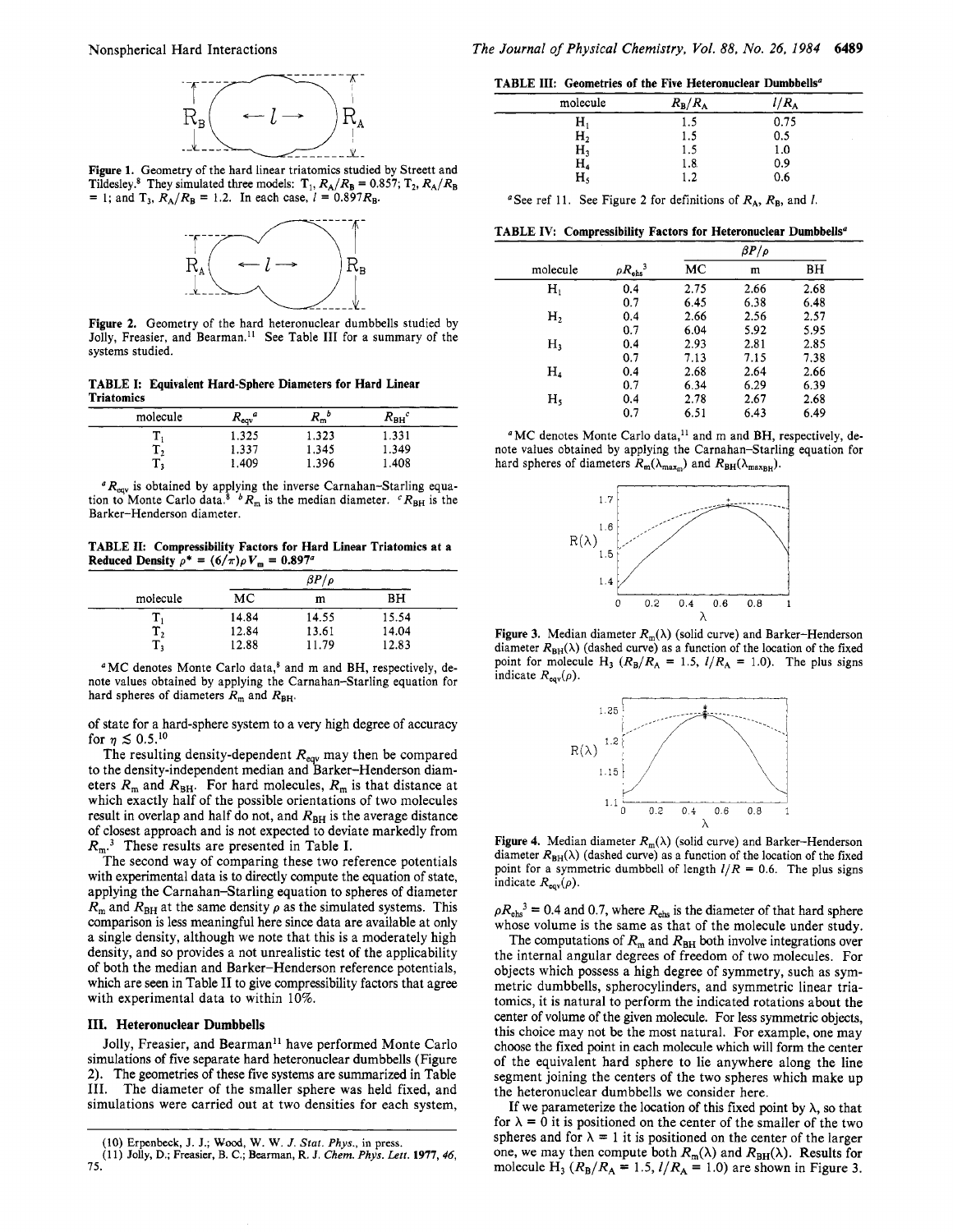Figure 1. Geometry of the hard linear triatomics studied by Streett and Tildesley.[8] They simulated three models: $T_1$, $R_A/R_B = 0.857$; $T_2$, $R_A/R_B = 1$; and $T_3$, $R_A/R_B = 1.2$. In each case, $l = 0.897R_B$.

Figure 2. Geometry of the hard heteronuclear dumbbells studied by Jolly, Freasier, and Bearman.[11] See Table III for a summary of the systems studied.

**TABLE I: Equivalent Hard-Sphere Diameters for Hard Linear Triatomics**

| molecule | $R_{eqv}$[a] | $R_m$[b] | $R_{BH}$[c] |
|---|---|---|---|
| $T_1$ | 1.325 | 1.323 | 1.331 |
| $T_2$ | 1.337 | 1.345 | 1.349 |
| $T_3$ | 1.409 | 1.396 | 1.408 |

[a] $R_{eqv}$ is obtained by applying the inverse Carnahan–Starling equation to Monte Carlo data.[8] [b] $R_m$ is the median diameter. [c] $R_{BH}$ is the Barker–Henderson diameter.

**TABLE II: Compressibility Factors for Hard Linear Triatomics at a Reduced Density $\rho^* = (6/\pi)\rho V_m = 0.897$**[a]

| molecule | $\beta P/\rho$ | | |
|---|---|---|---|
| | MC | m | BH |
| $T_1$ | 14.84 | 14.55 | 15.54 |
| $T_2$ | 12.84 | 13.61 | 14.04 |
| $T_3$ | 12.88 | 11.79 | 12.83 |

[a] MC denotes Monte Carlo data,[8] and m and BH, respectively, denote values obtained by applying the Carnahan–Starling equation for hard spheres of diameters $R_m$ and $R_{BH}$.

of state for a hard-sphere system to a very high degree of accuracy for $\eta \lesssim 0.5$.[10]

The resulting density-dependent $R_{eqv}$ may then be compared to the density-independent median and Barker–Henderson diameters $R_m$ and $R_{BH}$. For hard molecules, $R_m$ is that distance at which exactly half of the possible orientations of two molecules result in overlap and half do not, and $R_{BH}$ is the average distance of closest approach and is not expected to deviate markedly from $R_m$.[3] These results are presented in Table I.

The second way of comparing these two reference potentials with experimental data is to directly compute the equation of state, applying the Carnahan–Starling equation to spheres of diameter $R_m$ and $R_{BH}$ at the same density $\rho$ as the simulated systems. This comparison is less meaningful here since data are available at only a single density, although we note that this is a moderately high density, and so provides a not unrealistic test of the applicability of both the median and Barker–Henderson reference potentials, which are seen in Table II to give compressibility factors that agree with experimental data to within 10%.

## III. Heteronuclear Dumbbells

Jolly, Freasier, and Bearman[11] have performed Monte Carlo simulations of five separate hard heteronuclear dumbbells (Figure 2). The geometries of these five systems are summarized in Table III. The diameter of the smaller sphere was held fixed, and simulations were carried out at two densities for each system,

(10) Erpenbeck, J. J.; Wood, W. W. *J. Stat. Phys.*, in press.
(11) Jolly, D.; Freasier, B. C.; Bearman, R. J. *Chem. Phys. Lett.* **1977**, *46*, 75.

**TABLE III: Geometries of the Five Heteronuclear Dumbbells**[a]

| molecule | $R_B/R_A$ | $l/R_A$ |
|---|---|---|
| $H_1$ | 1.5 | 0.75 |
| $H_2$ | 1.5 | 0.5 |
| $H_3$ | 1.5 | 1.0 |
| $H_4$ | 1.8 | 0.9 |
| $H_5$ | 1.2 | 0.6 |

[a] See ref 11. See Figure 2 for definitions of $R_A$, $R_B$, and $l$.

**TABLE IV: Compressibility Factors for Heteronuclear Dumbbells**[a]

| molecule | $\rho R_{ehs}^3$ | $\beta P/\rho$ | | |
|---|---|---|---|---|
| | | MC | m | BH |
| $H_1$ | 0.4 | 2.75 | 2.66 | 2.68 |
| | 0.7 | 6.45 | 6.38 | 6.48 |
| $H_2$ | 0.4 | 2.66 | 2.56 | 2.57 |
| | 0.7 | 6.04 | 5.92 | 5.95 |
| $H_3$ | 0.4 | 2.93 | 2.81 | 2.85 |
| | 0.7 | 7.13 | 7.15 | 7.38 |
| $H_4$ | 0.4 | 2.68 | 2.64 | 2.66 |
| | 0.7 | 6.34 | 6.29 | 6.39 |
| $H_5$ | 0.4 | 2.78 | 2.67 | 2.68 |
| | 0.7 | 6.51 | 6.43 | 6.49 |

[a] MC denotes Monte Carlo data,[11] and m and BH, respectively, denote values obtained by applying the Carnahan–Starling equation for hard spheres of diameters $R_m(\lambda_{max_m})$ and $R_{BH}(\lambda_{max_{BH}})$.

Figure 3. Median diameter $R_m(\lambda)$ (solid curve) and Barker–Henderson diameter $R_{BH}(\lambda)$ (dashed curve) as a function of the location of the fixed point for molecule $H_3$ ($R_B/R_A = 1.5$, $l/R_A = 1.0$). The plus signs indicate $R_{eqv}(\rho)$.

Figure 4. Median diameter $R_m(\lambda)$ (solid curve) and Barker–Henderson diameter $R_{BH}(\lambda)$ (dashed curve) as a function of the location of the fixed point for a symmetric dumbbell of length $l/R = 0.6$. The plus signs indicate $R_{eqv}(\rho)$.

$\rho R_{ehs}^3 = 0.4$ and 0.7, where $R_{ehs}$ is the diameter of that hard sphere whose volume is the same as that of the molecule under study.

The computations of $R_m$ and $R_{BH}$ both involve integrations over the internal angular degrees of freedom of two molecules. For objects which possess a high degree of symmetry, such as symmetric dumbbells, spherocylinders, and symmetric linear triatomics, it is natural to perform the indicated rotations about the center of volume of the given molecule. For less symmetric objects, this choice may not be the most natural. For example, one may choose the fixed point in each molecule which will form the center of the equivalent hard sphere to lie anywhere along the line segment joining the centers of the two spheres which make up the heteronuclear dumbbells we consider here.

If we parameterize the location of this fixed point by $\lambda$, so that for $\lambda = 0$ it is positioned on the center of the smaller of the two spheres and for $\lambda = 1$ it is positioned on the center of the larger one, we may then compute both $R_m(\lambda)$ and $R_{BH}(\lambda)$. Results for molecule $H_3$ ($R_B/R_A = 1.5$, $l/R_A = 1.0$) are shown in Figure 3.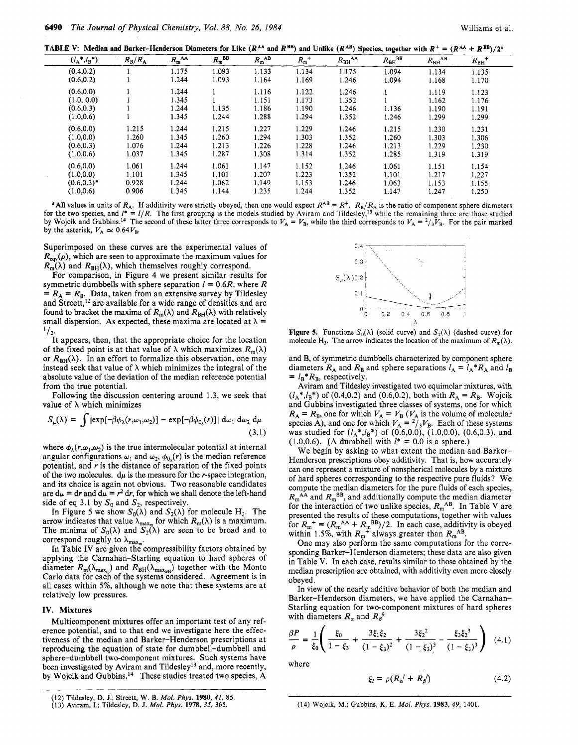TABLE V: Median and Barker-Henderson Diameters for Like ($R^{AA}$ and $R^{BB}$) and Unlike ($R^{AB}$) Species, together with $R^+ = (R^{AA} + R^{BB})/2$[a]

| $(l_A^*, l_B^*)$ | $R_B/R_A$ | $R_m^{AA}$ | $R_m^{BB}$ | $R_m^{AB}$ | $R_m^+$ | $R_{BH}^{AA}$ | $R_{BH}^{BB}$ | $R_{BH}^{AB}$ | $R_{BH}^+$ |
|---|---|---|---|---|---|---|---|---|---|
| (0.4,0.2) | 1 | 1.175 | 1.093 | 1.133 | 1.134 | 1.175 | 1.094 | 1.134 | 1.135 |
| (0.6,0.2) | 1 | 1.244 | 1.093 | 1.164 | 1.169 | 1.246 | 1.094 | 1.168 | 1.170 |
| (0.6,0.0) | 1 | 1.244 | 1 | 1.116 | 1.122 | 1.246 | 1 | 1.119 | 1.123 |
| (1.0, 0.0) | 1 | 1.345 | 1 | 1.151 | 1.173 | 1.352 | 1 | 1.162 | 1.176 |
| (0.6,0.3) | 1 | 1.244 | 1.135 | 1.186 | 1.190 | 1.246 | 1.136 | 1.190 | 1.191 |
| (1.0,0.6) | 1 | 1.345 | 1.244 | 1.288 | 1.294 | 1.352 | 1.246 | 1.299 | 1.299 |
| (0.6,0.0) | 1.215 | 1.244 | 1.215 | 1.227 | 1.229 | 1.246 | 1.215 | 1.230 | 1.231 |
| (1.0,0.0) | 1.260 | 1.345 | 1.260 | 1.294 | 1.303 | 1.352 | 1.260 | 1.303 | 1.306 |
| (0.6,0.3) | 1.076 | 1.244 | 1.213 | 1.226 | 1.228 | 1.246 | 1.213 | 1.229 | 1.230 |
| (1.0,0.6) | 1.037 | 1.345 | 1.287 | 1.308 | 1.314 | 1.352 | 1.285 | 1.319 | 1.319 |
| (0.6,0.0) | 1.061 | 1.244 | 1.061 | 1.147 | 1.152 | 1.246 | 1.061 | 1.151 | 1.154 |
| (1.0,0.0) | 1.101 | 1.345 | 1.101 | 1.207 | 1.223 | 1.352 | 1.101 | 1.217 | 1.227 |
| (0.6,0.3)* | 0.928 | 1.244 | 1.062 | 1.149 | 1.153 | 1.246 | 1.063 | 1.153 | 1.155 |
| (1.0,0.6) | 0.906 | 1.345 | 1.144 | 1.235 | 1.244 | 1.352 | 1.147 | 1.247 | 1.250 |

[a] All values in units of $R_A$. If additivity were strictly obeyed, then one would expect $R^{AB} = R^+$. $R_B/R_A$ is the ratio of component sphere diameters for the two species, and $l^* = l/R$. The first grouping is the models studied by Aviram and Tildesley,[13] while the remaining three are those studied by Wojcik and Gubbins.[14] The second of these latter three corresponds to $V_A = V_B$, while the third corresponds to $V_A = {}^2/_3 V_B$. For the pair marked by the asterisk, $V_A \simeq 0.64 V_B$.

Superimposed on these curves are the experimental values of $R_{eqv}(\rho)$, which are seen to approximate the maximum values for $R_m(\lambda)$ and $R_{BH}(\lambda)$, which themselves roughly correspond.

For comparison, in Figure 4 we present similar results for symmetric dumbbells with sphere separation $l = 0.6R$, where $R = R_A = R_B$. Data, taken from an extensive survey by Tildesley and Streett,[12] are available for a wide range of densities and are found to bracket the maxima of $R_m(\lambda)$ and $R_{BH}(\lambda)$ with relatively small dispersion. As expected, these maxima are located at $\lambda = {}^1/_2$.

It appears, then, that the appropriate choice for the location of the fixed point is at that value of $\lambda$ which maximizes $R_m(\lambda)$ or $R_{BH}(\lambda)$. In an effort to formalize this observation, one may instead seek that value of $\lambda$ which minimizes the integral of the absolute value of the deviation of the median reference potential from the true potential.

Following the discussion centering around 1.3, we seek that value of $\lambda$ which minimizes

$$S_\mu(\lambda) = \int |\exp[-\beta\phi_\lambda(r,\omega_1,\omega_2)] - \exp[-\beta\phi_{0_\lambda}(r)]| \, d\omega_1 \, d\omega_2 \, d\mu \tag{3.1}$$

where $\phi_\lambda(r,\omega_1,\omega_2)$ is the true intermolecular potential at internal angular configurations $\omega_1$ and $\omega_2$, $\phi_{0_\lambda}(r)$ is the median reference potential, and $r$ is the distance of separation of the fixed points of the two molecules. $d\mu$ is the measure for the $r$-space integration, and its choice is again not obvious. Two reasonable candidates are $d\mu = dr$ and $d\mu = r^2 \, dr$, for which we shall denote the left-hand side of eq 3.1 by $S_0$ and $S_2$, respectively.

In Figure 5 we show $S_0(\lambda)$ and $S_2(\lambda)$ for molecule $H_3$. The arrow indicates that value $\lambda_{max_m}$ for which $R_m(\lambda)$ is a maximum. The minima of $S_0(\lambda)$ and $S_2(\lambda)$ are seen to be broad and to correspond roughly to $\lambda_{max_m}$.

In Table IV are given the compressibility factors obtained by applying the Carnahan-Starling equation to hard spheres of diameter $R_m(\lambda_{max_m})$ and $R_{BH}(\lambda_{max_{BH}})$ together with the Monte Carlo data for each of the systems considered. Agreement is in all cases within 5%, although we note that these systems are at relatively low pressures.

## IV. Mixtures

Multicomponent mixtures offer an important test of any reference potential, and to that end we investigate here the effectiveness of the median and Barker-Henderson prescriptions at reproducing the equation of state for dumbbell-dumbbell and sphere-dumbbell two-component mixtures. Such systems have been investigated by Aviram and Tildesley[13] and, more recently, by Wojcik and Gubbins.[14] These studies treated two species, A and B, of symmetric dumbbells characterized by component sphere diameters $R_A$ and $R_B$ and sphere separations $l_A = l_A^* R_A$ and $l_B = l_B^* R_B$, respectively.

Figure 5. Functions $S_0(\lambda)$ (solid curve) and $S_2(\lambda)$ (dashed curve) for molecule $H_3$. The arrow indicates the location of the maximum of $R_m(\lambda)$.

Aviram and Tildesley investigated two equimolar mixtures, with $(l_A^*, l_B^*)$ of (0.4,0.2) and (0.6,0.2), both with $R_A = R_B$. Wojcik and Gubbins investigated three classes of systems, one for which $R_A = R_B$, one for which $V_A = V_B$ ($V_A$ is the volume of molecular species A), and one for which $V_A = {}^2/_3 V_B$. Each of these systems was studied for $(l_A^*, l_B^*)$ of (0.6,0.0), (1.0,0.0), (0.6,0.3), and (1.0,0.6). (A dumbbell with $l^* = 0.0$ is a sphere.)

We begin by asking to what extent the median and Barker-Henderson prescriptions obey additivity. That is, how accurately can one represent a mixture of nonspherical molecules by a mixture of hard spheres corresponding to the respective pure fluids? We compute the median diameters for the pure fluids of each species, $R_m^{AA}$ and $R_m^{BB}$, and additionally compute the median diameter for the interaction of two unlike species, $R_m^{AB}$. In Table V are presented the results of these computations, together with values for $R_m^+ = (R_m^{AA} + R_m^{BB})/2$. In each case, additivity is obeyed within 1.5%, with $R_m^+$ always greater than $R_m^{AB}$.

One may also perform the same computations for the corresponding Barker-Henderson diameters; these data are also given in Table V. In each case, results similar to those obtained by the median prescription are obtained, with additivity even more closely obeyed.

In view of the nearly additive behavior of both the median and Barker-Henderson diameters, we have applied the Carnahan-Starling equation for two-component mixtures of hard spheres with diameters $R_\alpha$ and $R_\beta$[9]

$$\frac{\beta P}{\rho} = \frac{1}{\xi_0}\left(\frac{\xi_0}{1-\xi_3} + \frac{3\xi_1\xi_2}{(1-\xi_3)^2} + \frac{3\xi_2^2}{(1-\xi_3)^3} - \frac{\xi_3\xi_2^3}{(1-\xi_3)^3}\right) \tag{4.1}$$

where

$$\xi_l = \rho(R_\alpha^l + R_\beta^l) \tag{4.2}$$

(12) Tildesley, D. J.; Streett, W. B. *Mol. Phys.* **1980**, *41*, 85.

(13) Aviram, I.; Tildesley, D. J. *Mol. Phys.* **1978**, *35*, 365.

(14) Wojcik, M.; Gubbins, K. E. *Mol. Phys.* **1983**, *49*, 1401.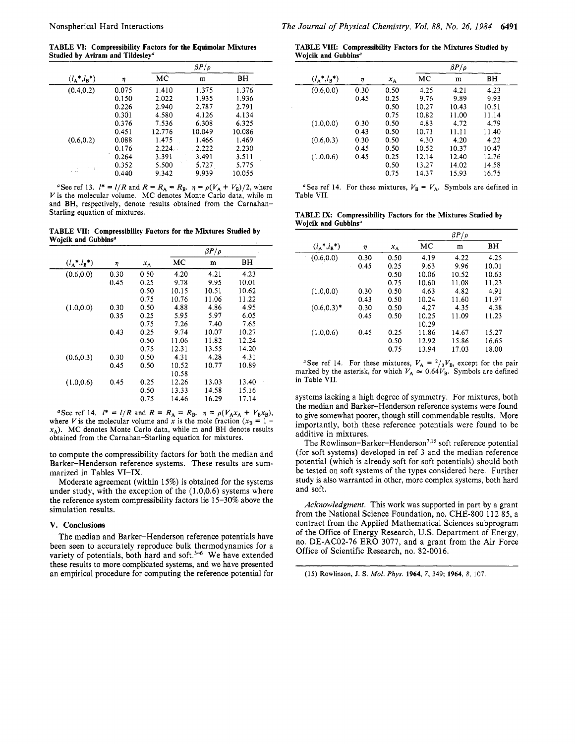**TABLE VI: Compressibility Factors for the Equimolar Mixtures Studied by Aviram and Tildesley[a]**

| $(l_A^*, l_B^*)$ | $\eta$ | $\beta P/\rho$ | | |
|---|---|---|---|---|
| | | MC | m | BH |
| (0.4,0.2) | 0.075 | 1.410 | 1.375 | 1.376 |
| | 0.150 | 2.022 | 1.935 | 1.936 |
| | 0.226 | 2.940 | 2.787 | 2.791 |
| | 0.301 | 4.580 | 4.126 | 4.134 |
| | 0.376 | 7.536 | 6.308 | 6.325 |
| | 0.451 | 12.776 | 10.049 | 10.086 |
| (0.6,0.2) | 0.088 | 1.475 | 1.466 | 1.469 |
| | 0.176 | 2.224 | 2.222 | 2.230 |
| | 0.264 | 3.391 | 3.491 | 3.511 |
| | 0.352 | 5.500 | 5.727 | 5.775 |
| | 0.440 | 9.342 | 9.939 | 10.055 |

[a] See ref 13. $l^* = l/R$ and $R = R_A = R_B$. $\eta = \rho(V_A + V_B)/2$, where $V$ is the molecular volume. MC denotes Monte Carlo data, while m and BH, respectively, denote results obtained from the Carnahan–Starling equation of mixtures.

**TABLE VII: Compressibility Factors for the Mixtures Studied by Wojcik and Gubbins[a]**

| $(l_A^*, l_B^*)$ | $\eta$ | $x_A$ | $\beta P/\rho$ | | |
|---|---|---|---|---|---|
| | | | MC | m | BH |
| (0.6,0.0) | 0.30 | 0.50 | 4.20 | 4.21 | 4.23 |
| | 0.45 | 0.25 | 9.78 | 9.95 | 10.01 |
| | | 0.50 | 10.15 | 10.51 | 10.62 |
| | | 0.75 | 10.76 | 11.06 | 11.22 |
| (1.0,0.0) | 0.30 | 0.50 | 4.88 | 4.86 | 4.95 |
| | 0.35 | 0.25 | 5.95 | 5.97 | 6.05 |
| | | 0.75 | 7.26 | 7.40 | 7.65 |
| | 0.43 | 0.25 | 9.74 | 10.07 | 10.27 |
| | | 0.50 | 11.06 | 11.82 | 12.24 |
| | | 0.75 | 12.31 | 13.55 | 14.20 |
| (0.6,0.3) | 0.30 | 0.50 | 4.31 | 4.28 | 4.31 |
| | 0.45 | 0.50 | 10.52 | 10.77 | 10.89 |
| | | | 10.58 | | |
| (1.0,0.6) | 0.45 | 0.25 | 12.26 | 13.03 | 13.40 |
| | | 0.50 | 13.33 | 14.58 | 15.16 |
| | | 0.75 | 14.46 | 16.29 | 17.14 |

[a] See ref 14. $l^* = l/R$ and $R = R_A = R_B$. $\eta = \rho(V_A x_A + V_B x_B)$, where $V$ is the molecular volume and $x$ is the mole fraction ($x_B = 1 - x_A$). MC denotes Monte Carlo data, while m and BH denote results obtained from the Carnahan–Starling equation for mixtures.

to compute the compressibility factors for both the median and Barker–Henderson reference systems. These results are summarized in Tables VI–IX.

Moderate agreement (within 15%) is obtained for the systems under study, with the exception of the (1.0,0.6) systems where the reference system compressibility factors lie 15–30% above the simulation results.

## V. Conclusions

The median and Barker–Henderson reference potentials have been seen to accurately reproduce bulk thermodynamics for a variety of potentials, both hard and soft.[3-6] We have extended these results to more complicated systems, and we have presented an empirical procedure for computing the reference potential for systems lacking a high degree of symmetry. For mixtures, both the median and Barker–Henderson reference systems were found to give somewhat poorer, though still commendable results. More importantly, both these reference potentials were found to be additive in mixtures.

The Rowlinson–Barker–Henderson[7,15] soft reference potential (for soft systems) developed in ref 3 and the median reference potential (which is already soft for soft potentials) should both be tested on soft systems of the types considered here. Further study is also warranted in other, more complex systems, both hard and soft.

**TABLE VIII: Compressibility Factors for the Mixtures Studied by Wojcik and Gubbins[a]**

| $(l_A^*, l_B^*)$ | $\eta$ | $x_A$ | $\beta P/\rho$ | | |
|---|---|---|---|---|---|
| | | | MC | m | BH |
| (0.6,0.0) | 0.30 | 0.50 | 4.25 | 4.21 | 4.23 |
| | 0.45 | 0.25 | 9.76 | 9.89 | 9.93 |
| | | 0.50 | 10.27 | 10.43 | 10.51 |
| | | 0.75 | 10.82 | 11.00 | 11.14 |
| (1.0,0.0) | 0.30 | 0.50 | 4.83 | 4.72 | 4.79 |
| | 0.43 | 0.50 | 10.71 | 11.11 | 11.40 |
| (0.6,0.3) | 0.30 | 0.50 | 4.30 | 4.20 | 4.22 |
| | 0.45 | 0.50 | 10.52 | 10.37 | 10.47 |
| (1.0,0.6) | 0.45 | 0.25 | 12.14 | 12.40 | 12.76 |
| | | 0.50 | 13.27 | 14.02 | 14.58 |
| | | 0.75 | 14.37 | 15.93 | 16.75 |

[a] See ref 14. For these mixtures, $V_B = V_A$. Symbols are defined in Table VII.

**TABLE IX: Compressibility Factors for the Mixtures Studied by Wojcik and Gubbins[a]**

| $(l_A^*, l_B^*)$ | $\eta$ | $x_A$ | $\beta P/\rho$ | | |
|---|---|---|---|---|---|
| | | | MC | m | BH |
| (0.6,0.0) | 0.30 | 0.50 | 4.19 | 4.22 | 4.25 |
| | 0.45 | 0.25 | 9.63 | 9.96 | 10.01 |
| | | 0.50 | 10.06 | 10.52 | 10.63 |
| | | 0.75 | 10.60 | 11.08 | 11.23 |
| (1.0,0.0) | 0.30 | 0.50 | 4.63 | 4.82 | 4.91 |
| | 0.43 | 0.50 | 10.24 | 11.60 | 11.97 |
| (0.6,0.3)* | 0.30 | 0.50 | 4.27 | 4.35 | 4.38 |
| | 0.45 | 0.50 | 10.25 | 11.09 | 11.23 |
| | | | 10.29 | | |
| (1.0,0.6) | 0.45 | 0.25 | 11.86 | 14.67 | 15.27 |
| | | 0.50 | 12.92 | 15.86 | 16.65 |
| | | 0.75 | 13.94 | 17.03 | 18.00 |

[a] See ref 14. For these mixtures, $V_A = {}^2/_3 V_B$, except for the pair marked by the asterisk, for which $V_A \simeq 0.64 V_B$. Symbols are defined in Table VII.

*Acknowledgment.* This work was supported in part by a grant from the National Science Foundation, no. CHE-800 112 85, a contract from the Applied Mathematical Sciences subprogram of the Office of Energy Research, U.S. Department of Energy, no. DE-AC02-76 ERO 3077, and a grant from the Air Force Office of Scientific Research, no. 82-0016.

(15) Rowlinson, J. S. *Mol. Phys.* **1964**, *7*, 349; **1964**, *8*, 107.